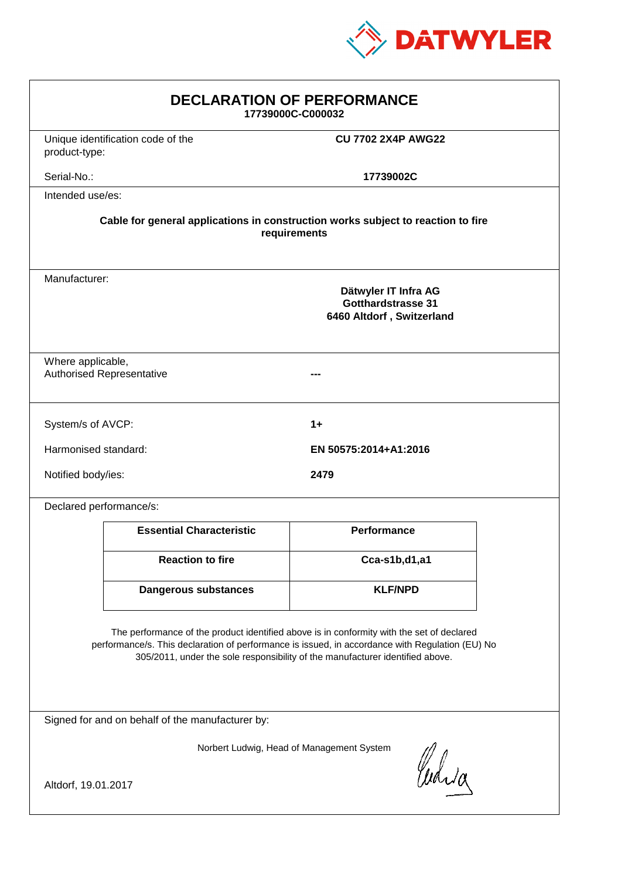DATWYLER

# DECLARATION OF PERFORMANCE

**17739000C-C000032**

| | |
|---|---|
| Unique identification code of the product-type: | **CU 7702 2X4P AWG22** |
| Serial-No.: | **17739002C** |

Intended use/es:

**Cable for general applications in construction works subject to reaction to fire requirements**

Manufacturer:

**Dätwyler IT Infra AG**
**Gotthardstrasse 31**
**6460 Altdorf , Switzerland**

| | |
|---|---|
| Where applicable, Authorised Representative | **---** |

| | |
|---|---|
| System/s of AVCP: | **1+** |
| Harmonised standard: | **EN 50575:2014+A1:2016** |
| Notified body/ies: | **2479** |

Declared performance/s:

| Essential Characteristic | Performance |
|---|---|
| **Reaction to fire** | **Cca-s1b,d1,a1** |
| **Dangerous substances** | **KLF/NPD** |

The performance of the product identified above is in conformity with the set of declared performance/s. This declaration of performance is issued, in accordance with Regulation (EU) No 305/2011, under the sole responsibility of the manufacturer identified above.

Signed for and on behalf of the manufacturer by:

Norbert Ludwig, Head of Management System

Altdorf, 19.01.2017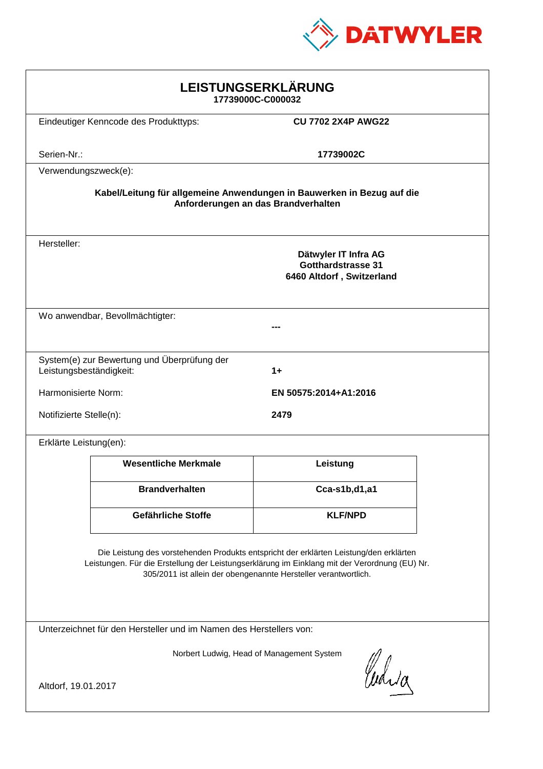DATWYLER

# LEISTUNGSERKLÄRUNG

**17739000C-C000032**

Eindeutiger Kenncode des Produkttyps: **CU 7702 2X4P AWG22**

Serien-Nr.: **17739002C**

Verwendungszweck(e):

**Kabel/Leitung für allgemeine Anwendungen in Bauwerken in Bezug auf die Anforderungen an das Brandverhalten**

Hersteller:

**Dätwyler IT Infra AG**
**Gotthardstrasse 31**
**6460 Altdorf , Switzerland**

Wo anwendbar, Bevollmächtigter: **---**

System(e) zur Bewertung und Überprüfung der Leistungsbeständigkeit: **1+**

Harmonisierte Norm: **EN 50575:2014+A1:2016**

Notifizierte Stelle(n): **2479**

Erklärte Leistung(en):

| Wesentliche Merkmale | Leistung |
|---|---|
| **Brandverhalten** | **Cca-s1b,d1,a1** |
| **Gefährliche Stoffe** | **KLF/NPD** |

Die Leistung des vorstehenden Produkts entspricht der erklärten Leistung/den erklärten Leistungen. Für die Erstellung der Leistungserklärung im Einklang mit der Verordnung (EU) Nr. 305/2011 ist allein der obengenannte Hersteller verantwortlich.

Unterzeichnet für den Hersteller und im Namen des Herstellers von:

Norbert Ludwig, Head of Management System

Altdorf, 19.01.2017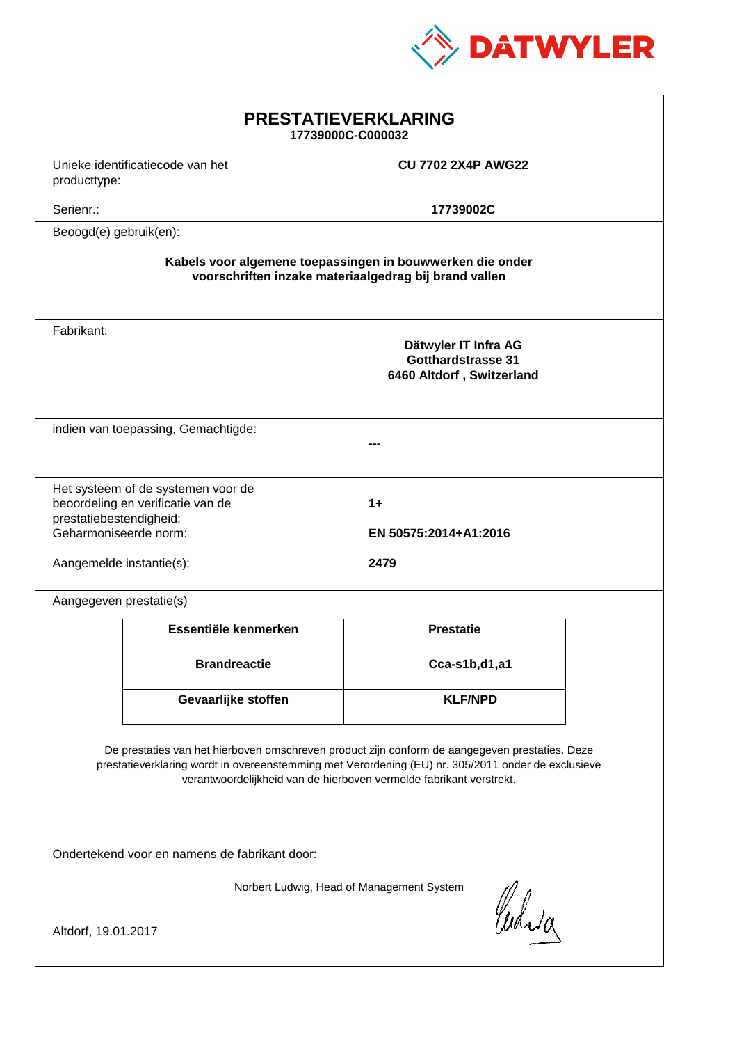DATWYLER

# PRESTATIEVERKLARING

**17739000C-C000032**

Unieke identificatiecode van het producttype: **CU 7702 2X4P AWG22**

Serienr.: **17739002C**

Beoogd(e) gebruik(en):

**Kabels voor algemene toepassingen in bouwwerken die onder voorschriften inzake materiaalgedrag bij brand vallen**

Fabrikant:

**Dätwyler IT Infra AG**
**Gotthardstrasse 31**
**6460 Altdorf , Switzerland**

indien van toepassing, Gemachtigde:

**---**

Het systeem of de systemen voor de beoordeling en verificatie van de prestatiebestendigheid: **1+**

Geharmoniseerde norm: **EN 50575:2014+A1:2016**

Aangemelde instantie(s): **2479**

Aangegeven prestatie(s)

| Essentiële kenmerken | Prestatie |
|---|---|
| **Brandreactie** | **Cca-s1b,d1,a1** |
| **Gevaarlijke stoffen** | **KLF/NPD** |

De prestaties van het hierboven omschreven product zijn conform de aangegeven prestaties. Deze prestatieverklaring wordt in overeenstemming met Verordening (EU) nr. 305/2011 onder de exclusieve verantwoordelijkheid van de hierboven vermelde fabrikant verstrekt.

Ondertekend voor en namens de fabrikant door:

Norbert Ludwig, Head of Management System

Altdorf, 19.01.2017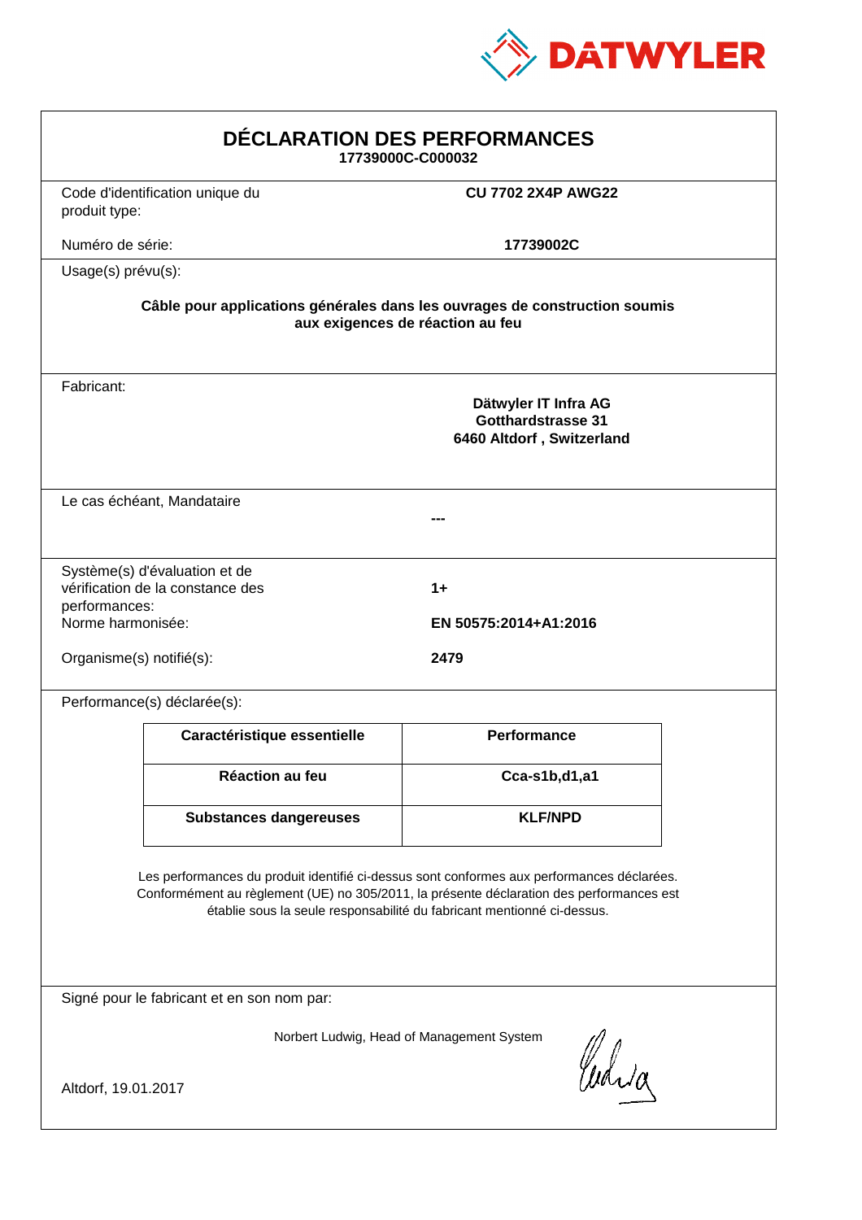DATWYLER

# DÉCLARATION DES PERFORMANCES

**17739000C-C000032**

Code d'identification unique du produit type: **CU 7702 2X4P AWG22**

Numéro de série: **17739002C**

Usage(s) prévu(s):

**Câble pour applications générales dans les ouvrages de construction soumis aux exigences de réaction au feu**

Fabricant:

**Dätwyler IT Infra AG**
**Gotthardstrasse 31**
**6460 Altdorf , Switzerland**

Le cas échéant, Mandataire

**---**

Système(s) d'évaluation et de vérification de la constance des performances: **1+**

Norme harmonisée: **EN 50575:2014+A1:2016**

Organisme(s) notifié(s): **2479**

Performance(s) déclarée(s):

| Caractéristique essentielle | Performance |
|---|---|
| **Réaction au feu** | **Cca-s1b,d1,a1** |
| **Substances dangereuses** | **KLF/NPD** |

Les performances du produit identifié ci-dessus sont conformes aux performances déclarées. Conformément au règlement (UE) no 305/2011, la présente déclaration des performances est établie sous la seule responsabilité du fabricant mentionné ci-dessus.

Signé pour le fabricant et en son nom par:

Norbert Ludwig, Head of Management System

Altdorf, 19.01.2017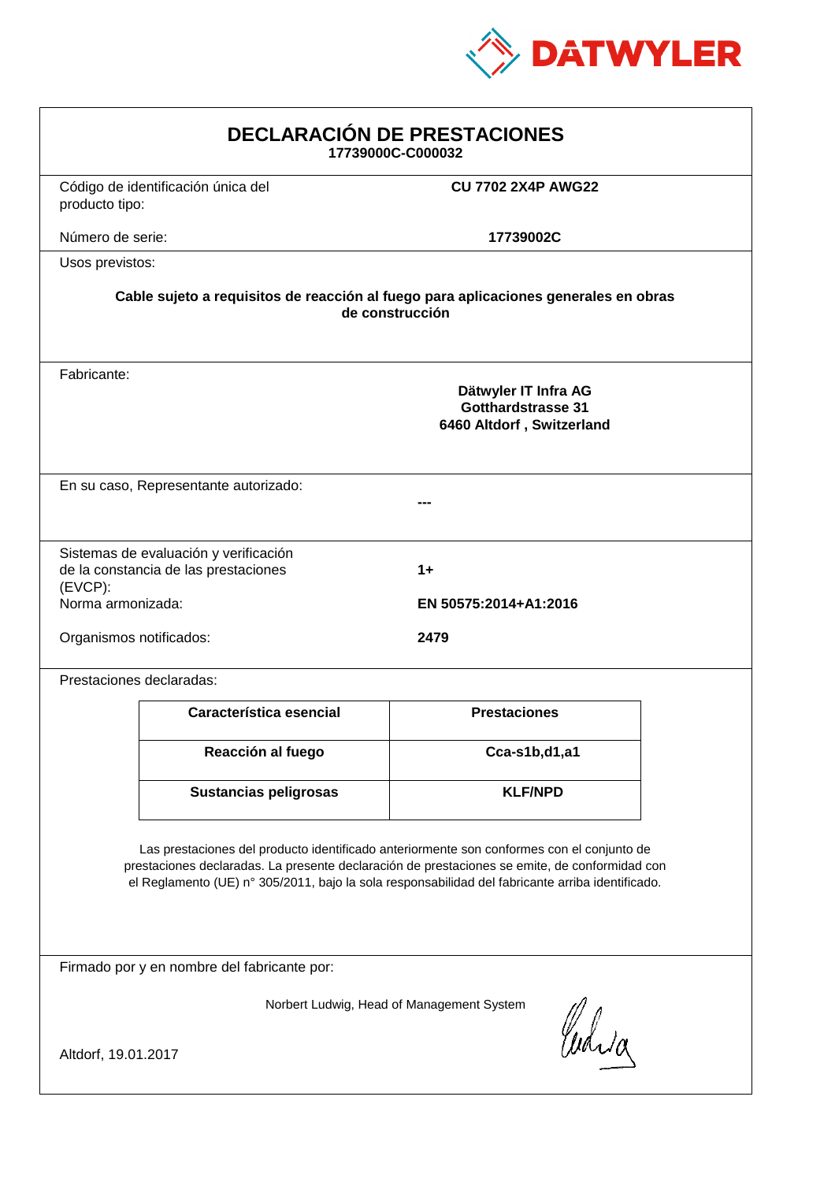DATWYLER

# DECLARACIÓN DE PRESTACIONES

**17739000C-C000032**

Código de identificación única del producto tipo: **CU 7702 2X4P AWG22**

Número de serie: **17739002C**

Usos previstos:

**Cable sujeto a requisitos de reacción al fuego para aplicaciones generales en obras de construcción**

Fabricante:

**Dätwyler IT Infra AG**
**Gotthardstrasse 31**
**6460 Altdorf , Switzerland**

En su caso, Representante autorizado: **---**

Sistemas de evaluación y verificación de la constancia de las prestaciones (EVCP): **1+**

Norma armonizada: **EN 50575:2014+A1:2016**

Organismos notificados: **2479**

Prestaciones declaradas:

| Característica esencial | Prestaciones |
|---|---|
| **Reacción al fuego** | **Cca-s1b,d1,a1** |
| **Sustancias peligrosas** | **KLF/NPD** |

Las prestaciones del producto identificado anteriormente son conformes con el conjunto de prestaciones declaradas. La presente declaración de prestaciones se emite, de conformidad con el Reglamento (UE) n° 305/2011, bajo la sola responsabilidad del fabricante arriba identificado.

Firmado por y en nombre del fabricante por:

Norbert Ludwig, Head of Management System

Altdorf, 19.01.2017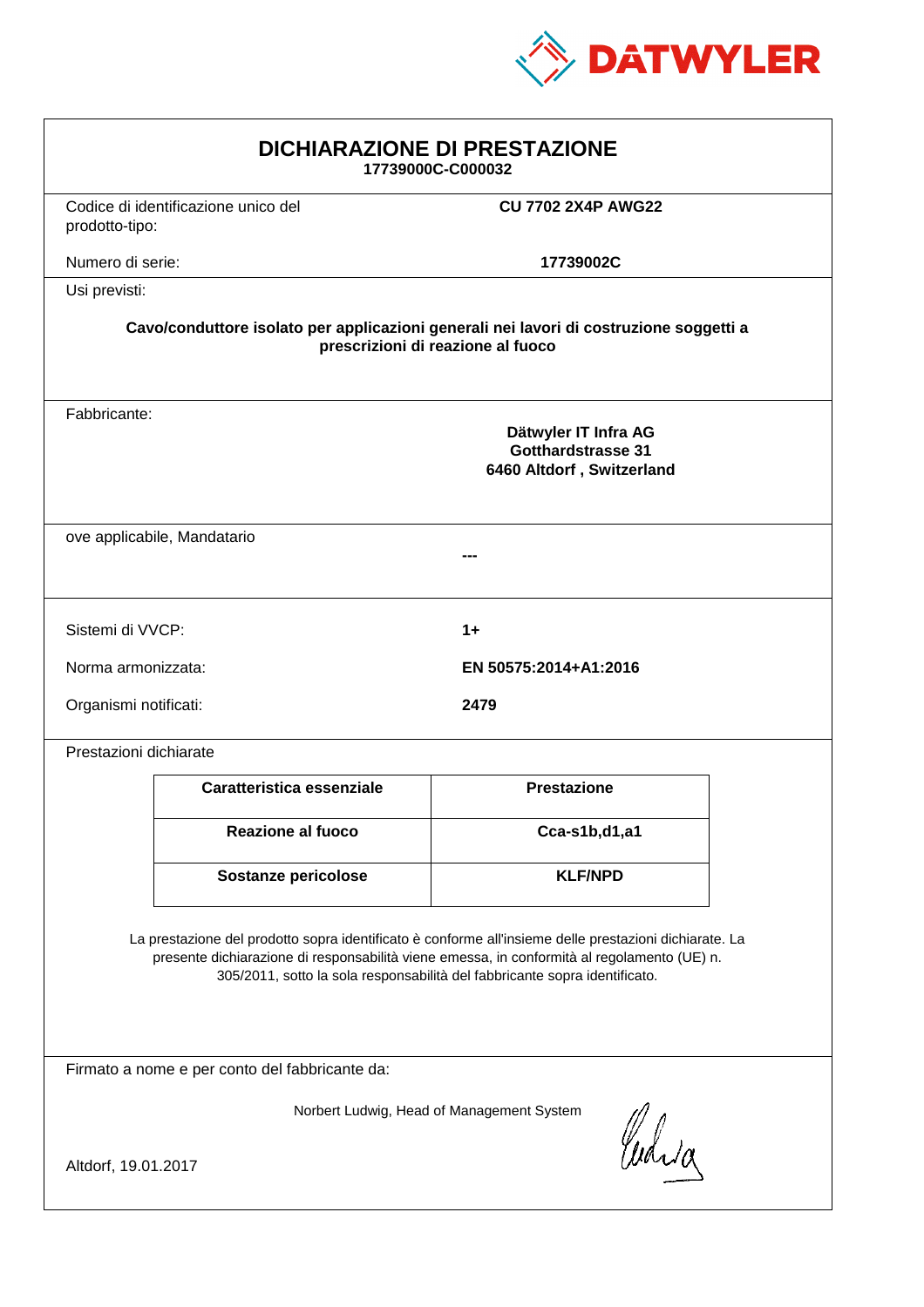DATWYLER

# DICHIARAZIONE DI PRESTAZIONE

**17739000C-C000032**

| | |
|---|---|
| Codice di identificazione unico del prodotto-tipo: | **CU 7702 2X4P AWG22** |
| Numero di serie: | **17739002C** |

Usi previsti:

**Cavo/conduttore isolato per applicazioni generali nei lavori di costruzione soggetti a prescrizioni di reazione al fuoco**

Fabbricante:

**Dätwyler IT Infra AG**
**Gotthardstrasse 31**
**6460 Altdorf , Switzerland**

ove applicabile, Mandatario

**---**

| | |
|---|---|
| Sistemi di VVCP: | **1+** |
| Norma armonizzata: | **EN 50575:2014+A1:2016** |
| Organismi notificati: | **2479** |

Prestazioni dichiarate

| Caratteristica essenziale | Prestazione |
|---|---|
| **Reazione al fuoco** | **Cca-s1b,d1,a1** |
| **Sostanze pericolose** | **KLF/NPD** |

La prestazione del prodotto sopra identificato è conforme all'insieme delle prestazioni dichiarate. La presente dichiarazione di responsabilità viene emessa, in conformità al regolamento (UE) n. 305/2011, sotto la sola responsabilità del fabbricante sopra identificato.

Firmato a nome e per conto del fabbricante da:

Norbert Ludwig, Head of Management System

Altdorf, 19.01.2017